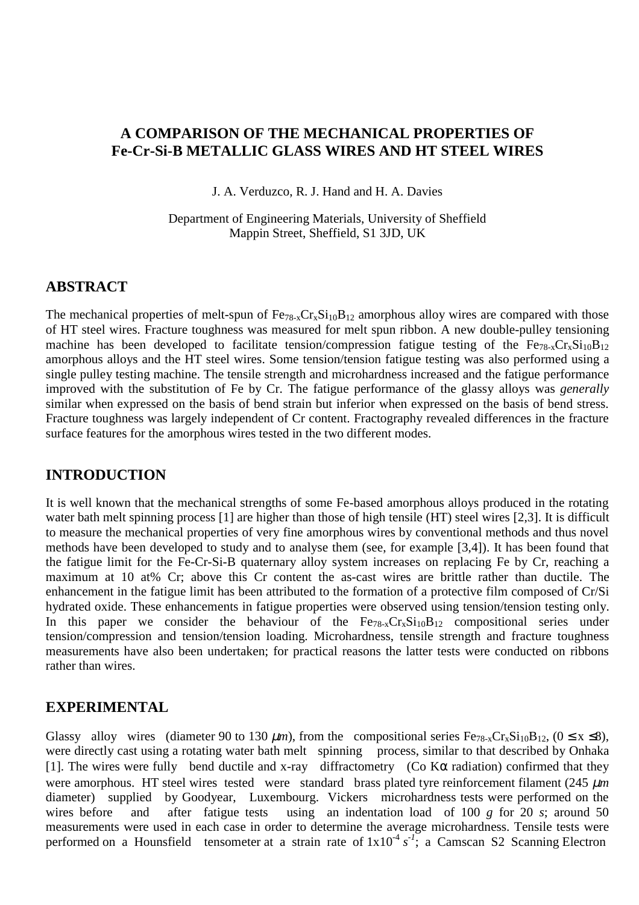# A COMPARISON OF THE MECHANICAL PROPERTIES OF Fe-Cr-Si-B METALLIC GLASS WIRES AND HT STEEL WIRES

J. A. Verduzco, R. J. Hand and H. A. Davies

Department of Engineering Materials, University of Sheffield
Mappin Street, Sheffield, S1 3JD, UK

## ABSTRACT

The mechanical properties of melt-spun of $Fe_{78-x}Cr_xSi_{10}B_{12}$ amorphous alloy wires are compared with those of HT steel wires. Fracture toughness was measured for melt spun ribbon. A new double-pulley tensioning machine has been developed to facilitate tension/compression fatigue testing of the $Fe_{78-x}Cr_xSi_{10}B_{12}$ amorphous alloys and the HT steel wires. Some tension/tension fatigue testing was also performed using a single pulley testing machine. The tensile strength and microhardness increased and the fatigue performance improved with the substitution of Fe by Cr. The fatigue performance of the glassy alloys was *generally* similar when expressed on the basis of bend strain but inferior when expressed on the basis of bend stress. Fracture toughness was largely independent of Cr content. Fractography revealed differences in the fracture surface features for the amorphous wires tested in the two different modes.

## INTRODUCTION

It is well known that the mechanical strengths of some Fe-based amorphous alloys produced in the rotating water bath melt spinning process [1] are higher than those of high tensile (HT) steel wires [2,3]. It is difficult to measure the mechanical properties of very fine amorphous wires by conventional methods and thus novel methods have been developed to study and to analyse them (see, for example [3,4]). It has been found that the fatigue limit for the Fe-Cr-Si-B quaternary alloy system increases on replacing Fe by Cr, reaching a maximum at 10 at% Cr; above this Cr content the as-cast wires are brittle rather than ductile. The enhancement in the fatigue limit has been attributed to the formation of a protective film composed of Cr/Si hydrated oxide. These enhancements in fatigue properties were observed using tension/tension testing only. In this paper we consider the behaviour of the $Fe_{78-x}Cr_xSi_{10}B_{12}$ compositional series under tension/compression and tension/tension loading. Microhardness, tensile strength and fracture toughness measurements have also been undertaken; for practical reasons the latter tests were conducted on ribbons rather than wires.

## EXPERIMENTAL

Glassy alloy wires (diameter 90 to 130 $\mu m$), from the compositional series $Fe_{78-x}Cr_xSi_{10}B_{12}$, ($0 \leq x \leq 8$), were directly cast using a rotating water bath melt spinning process, similar to that described by Onhaka [1]. The wires were fully bend ductile and x-ray diffractometry (Co K$\alpha$ radiation) confirmed that they were amorphous. HT steel wires tested were standard brass plated tyre reinforcement filament (245 $\mu m$ diameter) supplied by Goodyear, Luxembourg. Vickers microhardness tests were performed on the wires before and after fatigue tests using an indentation load of 100 *g* for 20 *s*; around 50 measurements were used in each case in order to determine the average microhardness. Tensile tests were performed on a Hounsfield tensometer at a strain rate of $1x10^{-4}$ $s^{-1}$; a Camscan S2 Scanning Electron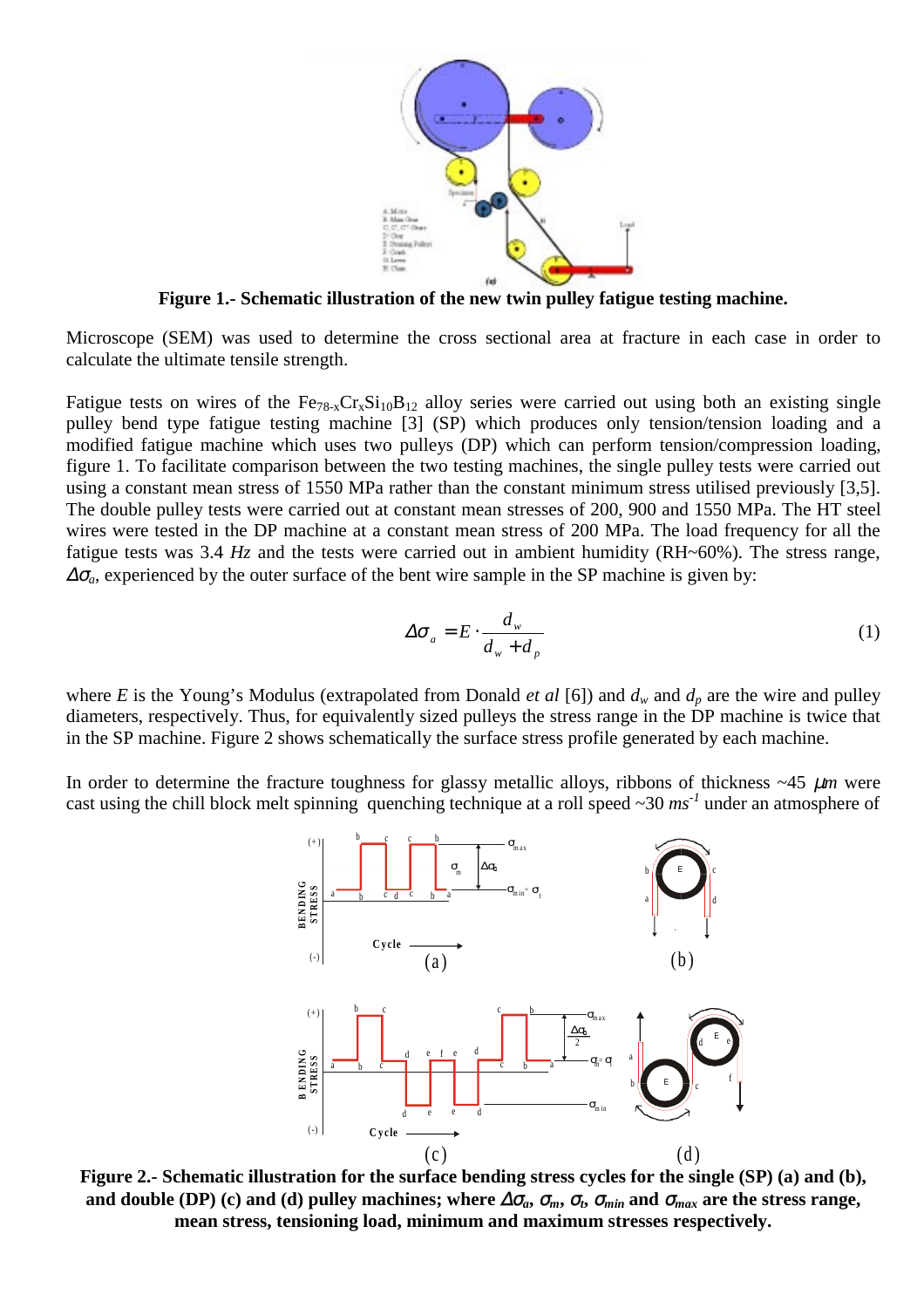**Figure 1.- Schematic illustration of the new twin pulley fatigue testing machine.**

Microscope (SEM) was used to determine the cross sectional area at fracture in each case in order to calculate the ultimate tensile strength.

Fatigue tests on wires of the $Fe_{78-x}Cr_xSi_{10}B_{12}$ alloy series were carried out using both an existing single pulley bend type fatigue testing machine [3] (SP) which produces only tension/tension loading and a modified fatigue machine which uses two pulleys (DP) which can perform tension/compression loading, figure 1. To facilitate comparison between the two testing machines, the single pulley tests were carried out using a constant mean stress of 1550 MPa rather than the constant minimum stress utilised previously [3,5]. The double pulley tests were carried out at constant mean stresses of 200, 900 and 1550 MPa. The HT steel wires were tested in the DP machine at a constant mean stress of 200 MPa. The load frequency for all the fatigue tests was 3.4 *Hz* and the tests were carried out in ambient humidity (RH~60%). The stress range, $\Delta\sigma_a$, experienced by the outer surface of the bent wire sample in the SP machine is given by:

$$\Delta\sigma_a = E \cdot \frac{d_w}{d_w + d_p} \tag{1}$$

where $E$ is the Young's Modulus (extrapolated from Donald *et al* [6]) and $d_w$ and $d_p$ are the wire and pulley diameters, respectively. Thus, for equivalently sized pulleys the stress range in the DP machine is twice that in the SP machine. Figure 2 shows schematically the surface stress profile generated by each machine.

In order to determine the fracture toughness for glassy metallic alloys, ribbons of thickness ~45 $\mu m$ were cast using the chill block melt spinning quenching technique at a roll speed ~30 $ms^{-1}$ under an atmosphere of

**Figure 2.- Schematic illustration for the surface bending stress cycles for the single (SP) (a) and (b), and double (DP) (c) and (d) pulley machines; where $\Delta\sigma_a$, $\sigma_m$, $\sigma_t$, $\sigma_{min}$ and $\sigma_{max}$ are the stress range, mean stress, tensioning load, minimum and maximum stresses respectively.**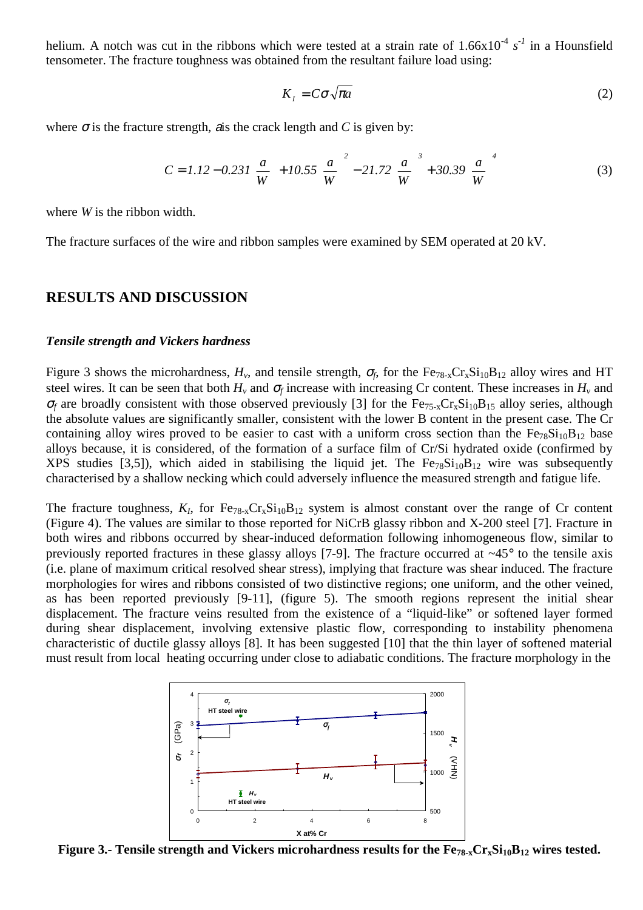helium. A notch was cut in the ribbons which were tested at a strain rate of $1.66\text{x}10^{-4}$ $s^{-1}$ in a Hounsfield tensometer. The fracture toughness was obtained from the resultant failure load using:

$$K_I = C\sigma\sqrt{\pi a} \tag{2}$$

where $\sigma$ is the fracture strength, $a$ is the crack length and $C$ is given by:

$$C = 1.12 - 0.231\left(\frac{a}{W}\right) + 10.55\left(\frac{a}{W}\right)^2 - 21.72\left(\frac{a}{W}\right)^3 + 30.39\left(\frac{a}{W}\right)^4 \tag{3}$$

where $W$ is the ribbon width.

The fracture surfaces of the wire and ribbon samples were examined by SEM operated at 20 kV.

## RESULTS AND DISCUSSION

### *Tensile strength and Vickers hardness*

Figure 3 shows the microhardness, $H_v$, and tensile strength, $\sigma_f$, for the $Fe_{78-x}Cr_xSi_{10}B_{12}$ alloy wires and HT steel wires. It can be seen that both $H_v$ and $\sigma_f$ increase with increasing Cr content. These increases in $H_v$ and $\sigma_f$ are broadly consistent with those observed previously [3] for the $Fe_{75-x}Cr_xSi_{10}B_{15}$ alloy series, although the absolute values are significantly smaller, consistent with the lower B content in the present case. The Cr containing alloy wires proved to be easier to cast with a uniform cross section than the $Fe_{78}Si_{10}B_{12}$ base alloys because, it is considered, of the formation of a surface film of Cr/Si hydrated oxide (confirmed by XPS studies [3,5]), which aided in stabilising the liquid jet. The $Fe_{78}Si_{10}B_{12}$ wire was subsequently characterised by a shallow necking which could adversely influence the measured strength and fatigue life.

The fracture toughness, $K_I$, for $Fe_{78-x}Cr_xSi_{10}B_{12}$ system is almost constant over the range of Cr content (Figure 4). The values are similar to those reported for NiCrB glassy ribbon and X-200 steel [7]. Fracture in both wires and ribbons occurred by shear-induced deformation following inhomogeneous flow, similar to previously reported fractures in these glassy alloys [7-9]. The fracture occurred at ~45° to the tensile axis (i.e. plane of maximum critical resolved shear stress), implying that fracture was shear induced. The fracture morphologies for wires and ribbons consisted of two distinctive regions; one uniform, and the other veined, as has been reported previously [9-11], (figure 5). The smooth regions represent the initial shear displacement. The fracture veins resulted from the existence of a "liquid-like" or softened layer formed during shear displacement, involving extensive plastic flow, corresponding to instability phenomena characteristic of ductile glassy alloys [8]. It has been suggested [10] that the thin layer of softened material must result from local heating occurring under close to adiabatic conditions. The fracture morphology in the

**Figure 3.- Tensile strength and Vickers microhardness results for the $Fe_{78-x}Cr_xSi_{10}B_{12}$ wires tested.**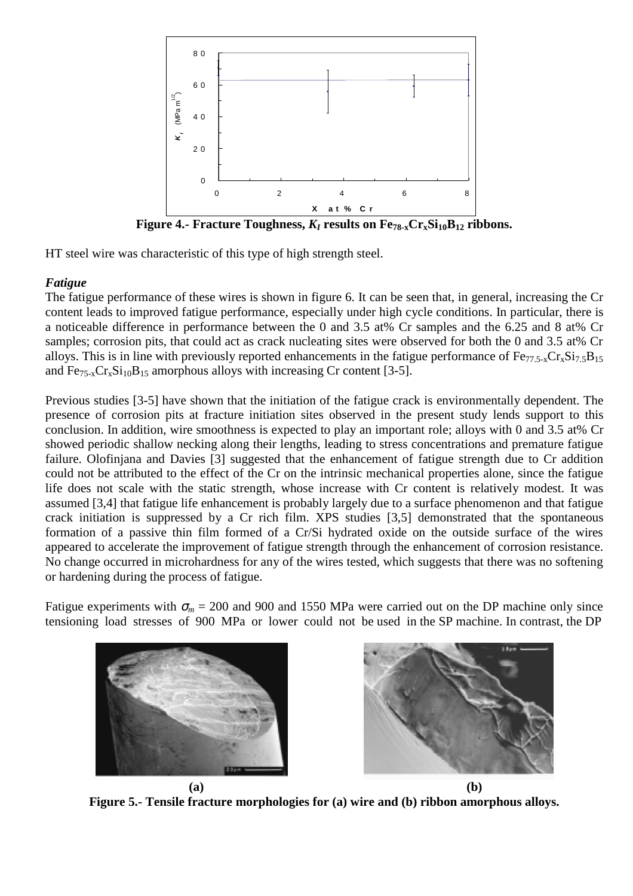**Figure 4.- Fracture Toughness, $K_I$ results on $Fe_{78-x}Cr_xSi_{10}B_{12}$ ribbons.**

HT steel wire was characteristic of this type of high strength steel.

***Fatigue***

The fatigue performance of these wires is shown in figure 6. It can be seen that, in general, increasing the Cr content leads to improved fatigue performance, especially under high cycle conditions. In particular, there is a noticeable difference in performance between the 0 and 3.5 at% Cr samples and the 6.25 and 8 at% Cr samples; corrosion pits, that could act as crack nucleating sites were observed for both the 0 and 3.5 at% Cr alloys. This is in line with previously reported enhancements in the fatigue performance of $Fe_{77.5-x}Cr_xSi_{7.5}B_{15}$ and $Fe_{75-x}Cr_xSi_{10}B_{15}$ amorphous alloys with increasing Cr content [3-5].

Previous studies [3-5] have shown that the initiation of the fatigue crack is environmentally dependent. The presence of corrosion pits at fracture initiation sites observed in the present study lends support to this conclusion. In addition, wire smoothness is expected to play an important role; alloys with 0 and 3.5 at% Cr showed periodic shallow necking along their lengths, leading to stress concentrations and premature fatigue failure. Olofinjana and Davies [3] suggested that the enhancement of fatigue strength due to Cr addition could not be attributed to the effect of the Cr on the intrinsic mechanical properties alone, since the fatigue life does not scale with the static strength, whose increase with Cr content is relatively modest. It was assumed [3,4] that fatigue life enhancement is probably largely due to a surface phenomenon and that fatigue crack initiation is suppressed by a Cr rich film. XPS studies [3,5] demonstrated that the spontaneous formation of a passive thin film formed of a Cr/Si hydrated oxide on the outside surface of the wires appeared to accelerate the improvement of fatigue strength through the enhancement of corrosion resistance. No change occurred in microhardness for any of the wires tested, which suggests that there was no softening or hardening during the process of fatigue.

Fatigue experiments with $\sigma_m$ = 200 and 900 and 1550 MPa were carried out on the DP machine only since tensioning load stresses of 900 MPa or lower could not be used in the SP machine. In contrast, the DP

(a) (b)

**Figure 5.- Tensile fracture morphologies for (a) wire and (b) ribbon amorphous alloys.**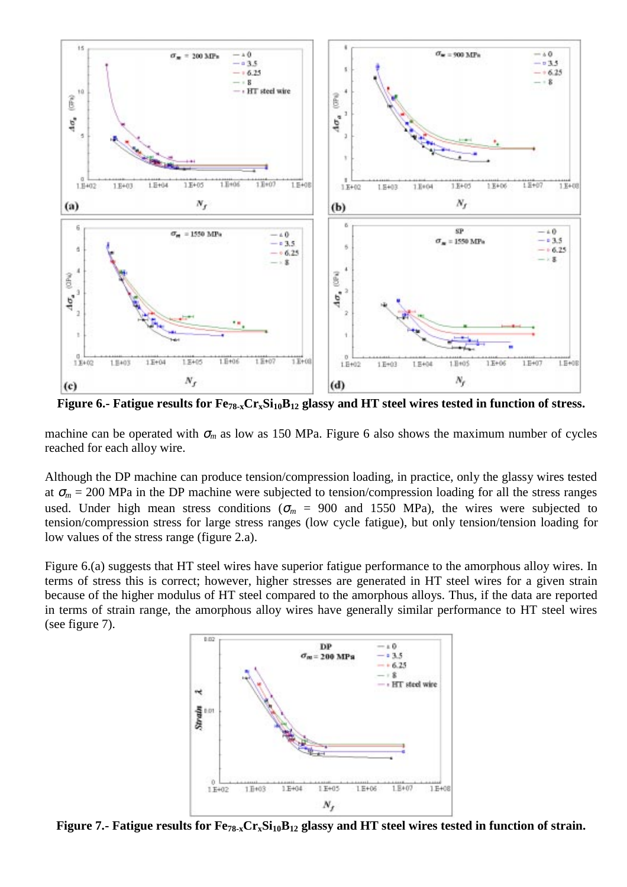**Figure 6.- Fatigue results for $Fe_{78-x}Cr_xSi_{10}B_{12}$ glassy and HT steel wires tested in function of stress.**

machine can be operated with $\sigma_m$ as low as 150 MPa. Figure 6 also shows the maximum number of cycles reached for each alloy wire.

Although the DP machine can produce tension/compression loading, in practice, only the glassy wires tested at $\sigma_m$ = 200 MPa in the DP machine were subjected to tension/compression loading for all the stress ranges used. Under high mean stress conditions ($\sigma_m$ = 900 and 1550 MPa), the wires were subjected to tension/compression stress for large stress ranges (low cycle fatigue), but only tension/tension loading for low values of the stress range (figure 2.a).

Figure 6.(a) suggests that HT steel wires have superior fatigue performance to the amorphous alloy wires. In terms of stress this is correct; however, higher stresses are generated in HT steel wires for a given strain because of the higher modulus of HT steel compared to the amorphous alloys. Thus, if the data are reported in terms of strain range, the amorphous alloy wires have generally similar performance to HT steel wires (see figure 7).

**Figure 7.- Fatigue results for $Fe_{78-x}Cr_xSi_{10}B_{12}$ glassy and HT steel wires tested in function of strain.**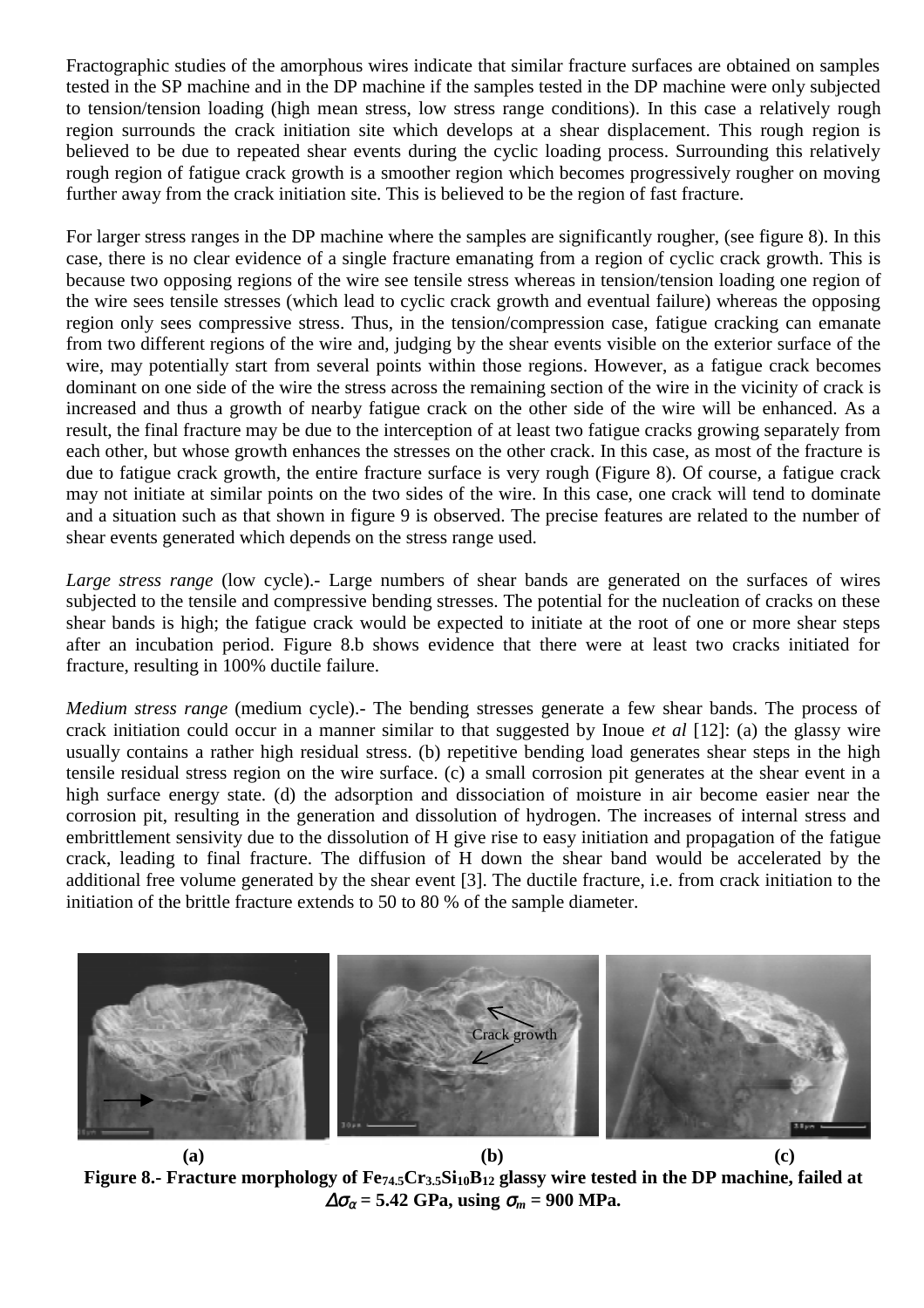Fractographic studies of the amorphous wires indicate that similar fracture surfaces are obtained on samples tested in the SP machine and in the DP machine if the samples tested in the DP machine were only subjected to tension/tension loading (high mean stress, low stress range conditions). In this case a relatively rough region surrounds the crack initiation site which develops at a shear displacement. This rough region is believed to be due to repeated shear events during the cyclic loading process. Surrounding this relatively rough region of fatigue crack growth is a smoother region which becomes progressively rougher on moving further away from the crack initiation site. This is believed to be the region of fast fracture.

For larger stress ranges in the DP machine where the samples are significantly rougher, (see figure 8). In this case, there is no clear evidence of a single fracture emanating from a region of cyclic crack growth. This is because two opposing regions of the wire see tensile stress whereas in tension/tension loading one region of the wire sees tensile stresses (which lead to cyclic crack growth and eventual failure) whereas the opposing region only sees compressive stress. Thus, in the tension/compression case, fatigue cracking can emanate from two different regions of the wire and, judging by the shear events visible on the exterior surface of the wire, may potentially start from several points within those regions. However, as a fatigue crack becomes dominant on one side of the wire the stress across the remaining section of the wire in the vicinity of crack is increased and thus a growth of nearby fatigue crack on the other side of the wire will be enhanced. As a result, the final fracture may be due to the interception of at least two fatigue cracks growing separately from each other, but whose growth enhances the stresses on the other crack. In this case, as most of the fracture is due to fatigue crack growth, the entire fracture surface is very rough (Figure 8). Of course, a fatigue crack may not initiate at similar points on the two sides of the wire. In this case, one crack will tend to dominate and a situation such as that shown in figure 9 is observed. The precise features are related to the number of shear events generated which depends on the stress range used.

*Large stress range* (low cycle).- Large numbers of shear bands are generated on the surfaces of wires subjected to the tensile and compressive bending stresses. The potential for the nucleation of cracks on these shear bands is high; the fatigue crack would be expected to initiate at the root of one or more shear steps after an incubation period. Figure 8.b shows evidence that there were at least two cracks initiated for fracture, resulting in 100% ductile failure.

*Medium stress range* (medium cycle).- The bending stresses generate a few shear bands. The process of crack initiation could occur in a manner similar to that suggested by Inoue *et al* [12]: (a) the glassy wire usually contains a rather high residual stress. (b) repetitive bending load generates shear steps in the high tensile residual stress region on the wire surface. (c) a small corrosion pit generates at the shear event in a high surface energy state. (d) the adsorption and dissociation of moisture in air become easier near the corrosion pit, resulting in the generation and dissolution of hydrogen. The increases of internal stress and embrittlement sensitivity due to the dissolution of H give rise to easy initiation and propagation of the fatigue crack, leading to final fracture. The diffusion of H down the shear band would be accelerated by the additional free volume generated by the shear event [3]. The ductile fracture, i.e. from crack initiation to the initiation of the brittle fracture extends to 50 to 80 % of the sample diameter.

**(a) (b) (c)**

**Figure 8.- Fracture morphology of $Fe_{74.5}Cr_{3.5}Si_{10}B_{12}$ glassy wire tested in the DP machine, failed at $\Delta\sigma_\alpha$ = 5.42 GPa, using $\sigma_m$ = 900 MPa.**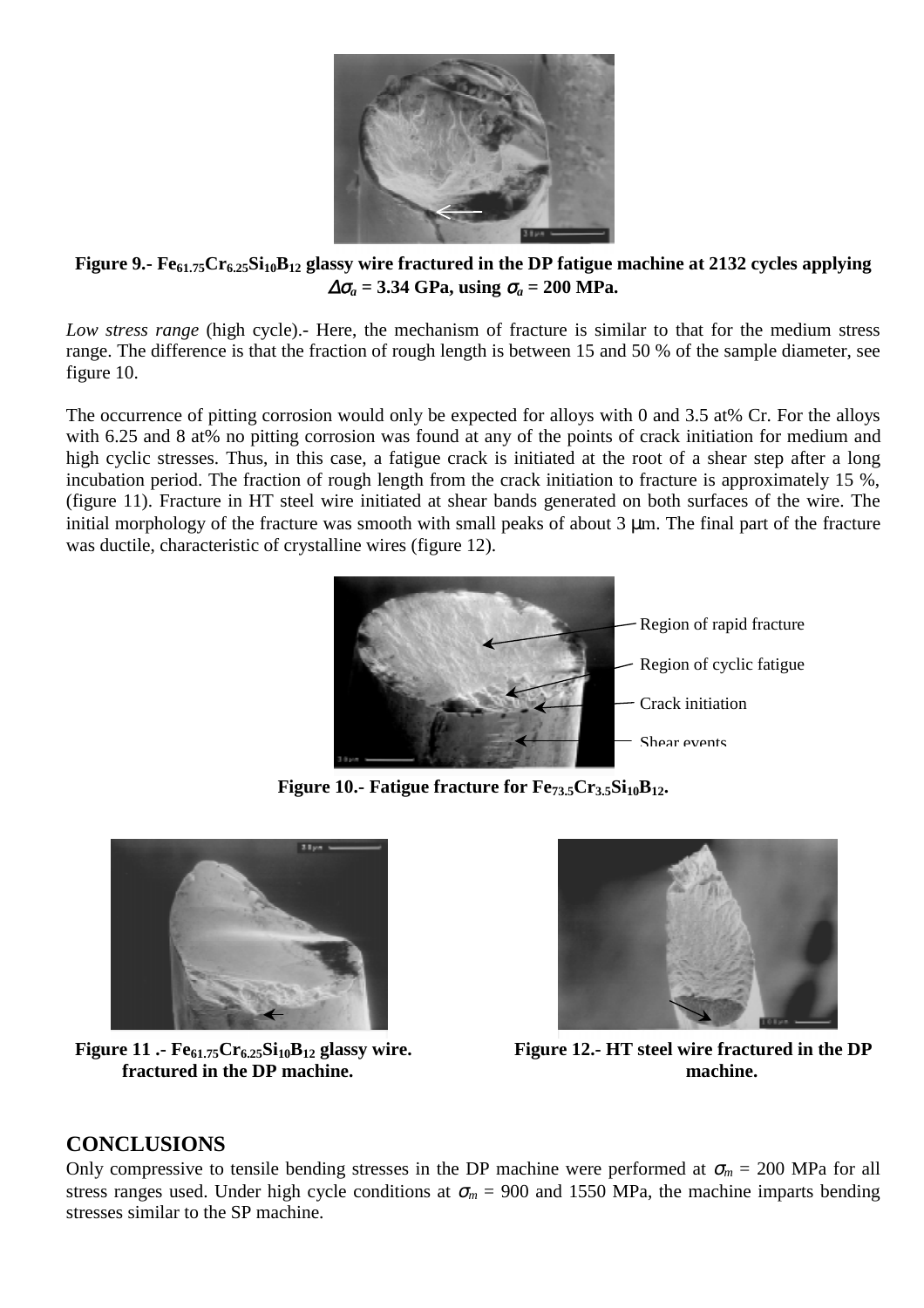**Figure 9.- $Fe_{61.75}Cr_{6.25}Si_{10}B_{12}$ glassy wire fractured in the DP fatigue machine at 2132 cycles applying $\Delta\sigma_a$ = 3.34 GPa, using $\sigma_a$ = 200 MPa.**

*Low stress range* (high cycle).- Here, the mechanism of fracture is similar to that for the medium stress range. The difference is that the fraction of rough length is between 15 and 50 % of the sample diameter, see figure 10.

The occurrence of pitting corrosion would only be expected for alloys with 0 and 3.5 at% Cr. For the alloys with 6.25 and 8 at% no pitting corrosion was found at any of the points of crack initiation for medium and high cyclic stresses. Thus, in this case, a fatigue crack is initiated at the root of a shear step after a long incubation period. The fraction of rough length from the crack initiation to fracture is approximately 15 %, (figure 11). Fracture in HT steel wire initiated at shear bands generated on both surfaces of the wire. The initial morphology of the fracture was smooth with small peaks of about 3 μm. The final part of the fracture was ductile, characteristic of crystalline wires (figure 12).

Region of rapid fracture

Region of cyclic fatigue

Crack initiation

Shear events

**Figure 10.- Fatigue fracture for $Fe_{73.5}Cr_{3.5}Si_{10}B_{12}$.**

**Figure 11 .- $Fe_{61.75}Cr_{6.25}Si_{10}B_{12}$ glassy wire. fractured in the DP machine.**

**Figure 12.- HT steel wire fractured in the DP machine.**

## CONCLUSIONS

Only compressive to tensile bending stresses in the DP machine were performed at $\sigma_m$ = 200 MPa for all stress ranges used. Under high cycle conditions at $\sigma_m$ = 900 and 1550 MPa, the machine imparts bending stresses similar to the SP machine.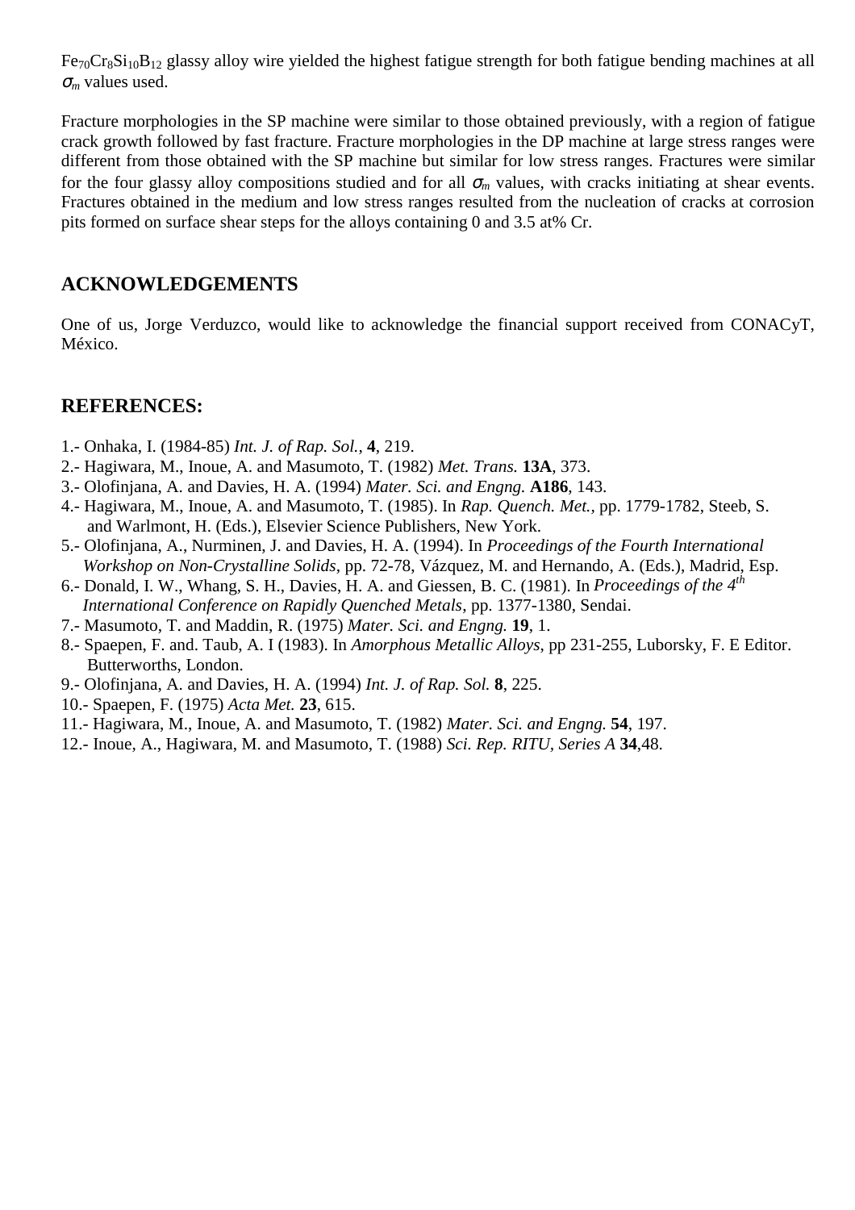$Fe_{70}Cr_8Si_{10}B_{12}$ glassy alloy wire yielded the highest fatigue strength for both fatigue bending machines at all $\sigma_m$ values used.

Fracture morphologies in the SP machine were similar to those obtained previously, with a region of fatigue crack growth followed by fast fracture. Fracture morphologies in the DP machine at large stress ranges were different from those obtained with the SP machine but similar for low stress ranges. Fractures were similar for the four glassy alloy compositions studied and for all $\sigma_m$ values, with cracks initiating at shear events. Fractures obtained in the medium and low stress ranges resulted from the nucleation of cracks at corrosion pits formed on surface shear steps for the alloys containing 0 and 3.5 at% Cr.

## ACKNOWLEDGEMENTS

One of us, Jorge Verduzco, would like to acknowledge the financial support received from CONACyT, México.

## REFERENCES:

1.- Onhaka, I. (1984-85) *Int. J. of Rap. Sol.*, **4**, 219.
2.- Hagiwara, M., Inoue, A. and Masumoto, T. (1982) *Met. Trans.* **13A**, 373.
3.- Olofinjana, A. and Davies, H. A. (1994) *Mater. Sci. and Engng.* **A186**, 143.
4.- Hagiwara, M., Inoue, A. and Masumoto, T. (1985). In *Rap. Quench. Met.*, pp. 1779-1782, Steeb, S. and Warlmont, H. (Eds.), Elsevier Science Publishers, New York.
5.- Olofinjana, A., Nurminen, J. and Davies, H. A. (1994). In *Proceedings of the Fourth International Workshop on Non-Crystalline Solids*, pp. 72-78, Vázquez, M. and Hernando, A. (Eds.), Madrid, Esp.
6.- Donald, I. W., Whang, S. H., Davies, H. A. and Giessen, B. C. (1981). In *Proceedings of the 4th International Conference on Rapidly Quenched Metals*, pp. 1377-1380, Sendai.
7.- Masumoto, T. and Maddin, R. (1975) *Mater. Sci. and Engng.* **19**, 1.
8.- Spaepen, F. and. Taub, A. I (1983). In *Amorphous Metallic Alloys*, pp 231-255, Luborsky, F. E Editor. Butterworths, London.
9.- Olofinjana, A. and Davies, H. A. (1994) *Int. J. of Rap. Sol.* **8**, 225.
10.- Spaepen, F. (1975) *Acta Met.* **23**, 615.
11.- Hagiwara, M., Inoue, A. and Masumoto, T. (1982) *Mater. Sci. and Engng.* **54**, 197.
12.- Inoue, A., Hagiwara, M. and Masumoto, T. (1988) *Sci. Rep. RITU, Series A* **34**,48.